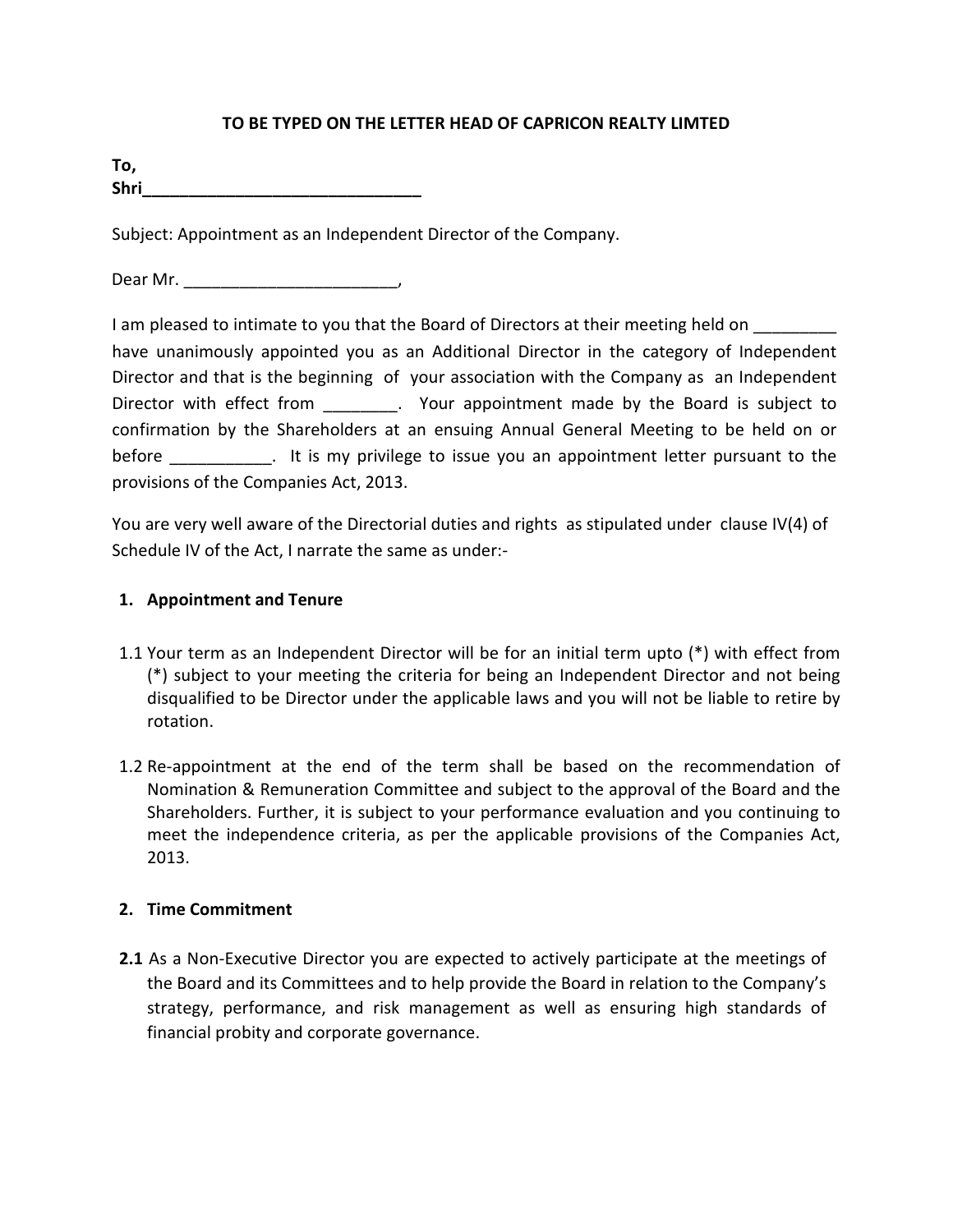**TO BE TYPED ON THE LETTER HEAD OF CAPRICON REALTY LIMTED**

**To,**
**Shri_______________________________**

Subject: Appointment as an Independent Director of the Company.

Dear Mr. _______________________,

I am pleased to intimate to you that the Board of Directors at their meeting held on _________ have unanimously appointed you as an Additional Director in the category of Independent Director and that is the beginning of your association with the Company as an Independent Director with effect from ________. Your appointment made by the Board is subject to confirmation by the Shareholders at an ensuing Annual General Meeting to be held on or before ___________. It is my privilege to issue you an appointment letter pursuant to the provisions of the Companies Act, 2013.

You are very well aware of the Directorial duties and rights as stipulated under clause IV(4) of Schedule IV of the Act, I narrate the same as under:-

## 1. Appointment and Tenure

1.1 Your term as an Independent Director will be for an initial term upto (*) with effect from (*) subject to your meeting the criteria for being an Independent Director and not being disqualified to be Director under the applicable laws and you will not be liable to retire by rotation.

1.2 Re-appointment at the end of the term shall be based on the recommendation of Nomination & Remuneration Committee and subject to the approval of the Board and the Shareholders. Further, it is subject to your performance evaluation and you continuing to meet the independence criteria, as per the applicable provisions of the Companies Act, 2013.

## 2. Time Commitment

**2.1** As a Non-Executive Director you are expected to actively participate at the meetings of the Board and its Committees and to help provide the Board in relation to the Company's strategy, performance, and risk management as well as ensuring high standards of financial probity and corporate governance.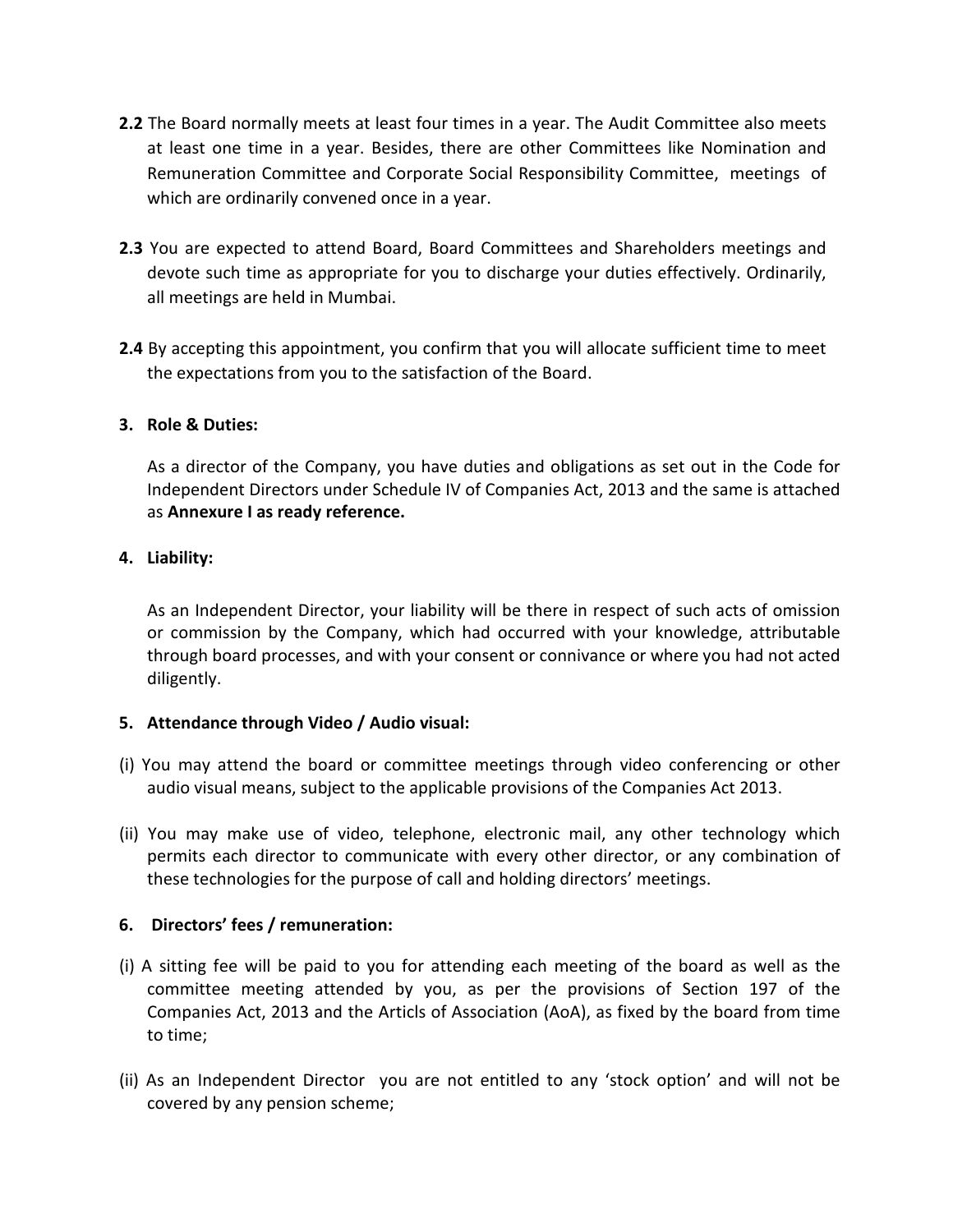**2.2** The Board normally meets at least four times in a year. The Audit Committee also meets at least one time in a year. Besides, there are other Committees like Nomination and Remuneration Committee and Corporate Social Responsibility Committee, meetings of which are ordinarily convened once in a year.

**2.3** You are expected to attend Board, Board Committees and Shareholders meetings and devote such time as appropriate for you to discharge your duties effectively. Ordinarily, all meetings are held in Mumbai.

**2.4** By accepting this appointment, you confirm that you will allocate sufficient time to meet the expectations from you to the satisfaction of the Board.

**3. Role & Duties:**

As a director of the Company, you have duties and obligations as set out in the Code for Independent Directors under Schedule IV of Companies Act, 2013 and the same is attached as **Annexure I as ready reference.**

**4. Liability:**

As an Independent Director, your liability will be there in respect of such acts of omission or commission by the Company, which had occurred with your knowledge, attributable through board processes, and with your consent or connivance or where you had not acted diligently.

**5. Attendance through Video / Audio visual:**

(i) You may attend the board or committee meetings through video conferencing or other audio visual means, subject to the applicable provisions of the Companies Act 2013.

(ii) You may make use of video, telephone, electronic mail, any other technology which permits each director to communicate with every other director, or any combination of these technologies for the purpose of call and holding directors' meetings.

**6. Directors' fees / remuneration:**

(i) A sitting fee will be paid to you for attending each meeting of the board as well as the committee meeting attended by you, as per the provisions of Section 197 of the Companies Act, 2013 and the Articls of Association (AoA), as fixed by the board from time to time;

(ii) As an Independent Director you are not entitled to any 'stock option' and will not be covered by any pension scheme;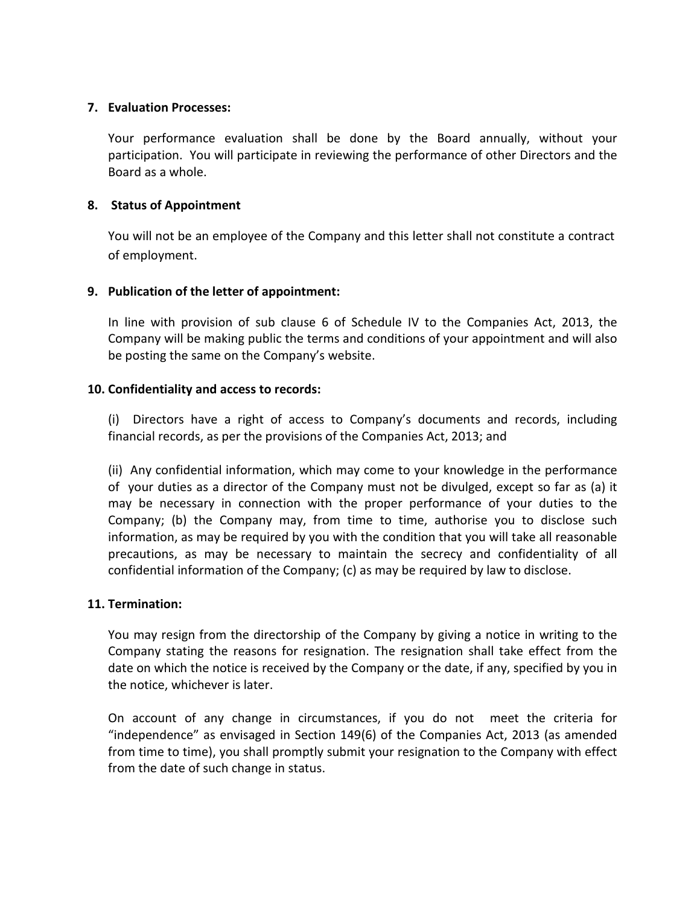**7. Evaluation Processes:**

Your performance evaluation shall be done by the Board annually, without your participation. You will participate in reviewing the performance of other Directors and the Board as a whole.

**8. Status of Appointment**

You will not be an employee of the Company and this letter shall not constitute a contract of employment.

**9. Publication of the letter of appointment:**

In line with provision of sub clause 6 of Schedule IV to the Companies Act, 2013, the Company will be making public the terms and conditions of your appointment and will also be posting the same on the Company's website.

**10. Confidentiality and access to records:**

(i) Directors have a right of access to Company's documents and records, including financial records, as per the provisions of the Companies Act, 2013; and

(ii) Any confidential information, which may come to your knowledge in the performance of your duties as a director of the Company must not be divulged, except so far as (a) it may be necessary in connection with the proper performance of your duties to the Company; (b) the Company may, from time to time, authorise you to disclose such information, as may be required by you with the condition that you will take all reasonable precautions, as may be necessary to maintain the secrecy and confidentiality of all confidential information of the Company; (c) as may be required by law to disclose.

**11. Termination:**

You may resign from the directorship of the Company by giving a notice in writing to the Company stating the reasons for resignation. The resignation shall take effect from the date on which the notice is received by the Company or the date, if any, specified by you in the notice, whichever is later.

On account of any change in circumstances, if you do not meet the criteria for "independence" as envisaged in Section 149(6) of the Companies Act, 2013 (as amended from time to time), you shall promptly submit your resignation to the Company with effect from the date of such change in status.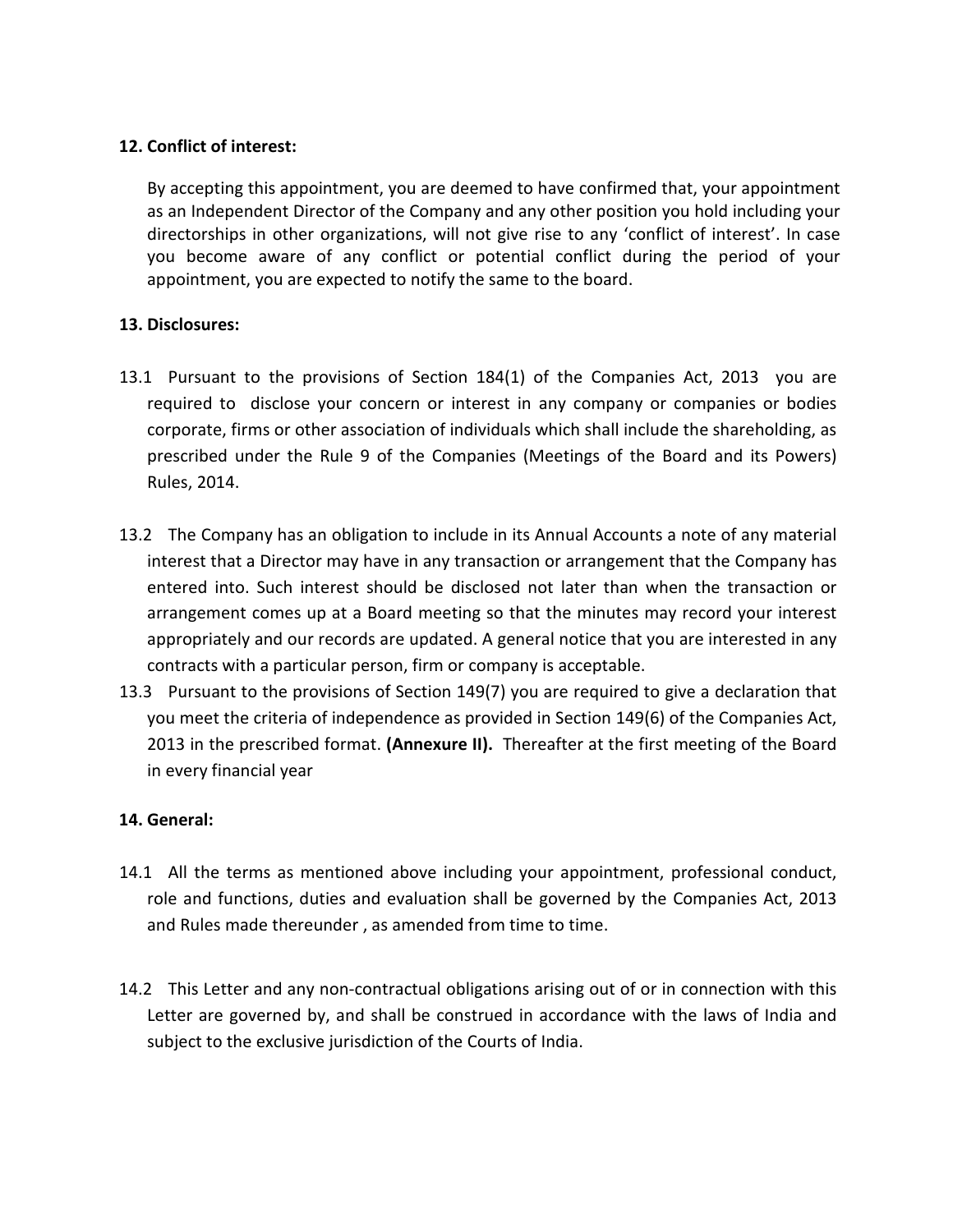**12. Conflict of interest:**

By accepting this appointment, you are deemed to have confirmed that, your appointment as an Independent Director of the Company and any other position you hold including your directorships in other organizations, will not give rise to any 'conflict of interest'. In case you become aware of any conflict or potential conflict during the period of your appointment, you are expected to notify the same to the board.

**13. Disclosures:**

13.1 Pursuant to the provisions of Section 184(1) of the Companies Act, 2013 you are required to disclose your concern or interest in any company or companies or bodies corporate, firms or other association of individuals which shall include the shareholding, as prescribed under the Rule 9 of the Companies (Meetings of the Board and its Powers) Rules, 2014.

13.2 The Company has an obligation to include in its Annual Accounts a note of any material interest that a Director may have in any transaction or arrangement that the Company has entered into. Such interest should be disclosed not later than when the transaction or arrangement comes up at a Board meeting so that the minutes may record your interest appropriately and our records are updated. A general notice that you are interested in any contracts with a particular person, firm or company is acceptable.

13.3 Pursuant to the provisions of Section 149(7) you are required to give a declaration that you meet the criteria of independence as provided in Section 149(6) of the Companies Act, 2013 in the prescribed format. **(Annexure II).** Thereafter at the first meeting of the Board in every financial year

**14. General:**

14.1 All the terms as mentioned above including your appointment, professional conduct, role and functions, duties and evaluation shall be governed by the Companies Act, 2013 and Rules made thereunder , as amended from time to time.

14.2 This Letter and any non-contractual obligations arising out of or in connection with this Letter are governed by, and shall be construed in accordance with the laws of India and subject to the exclusive jurisdiction of the Courts of India.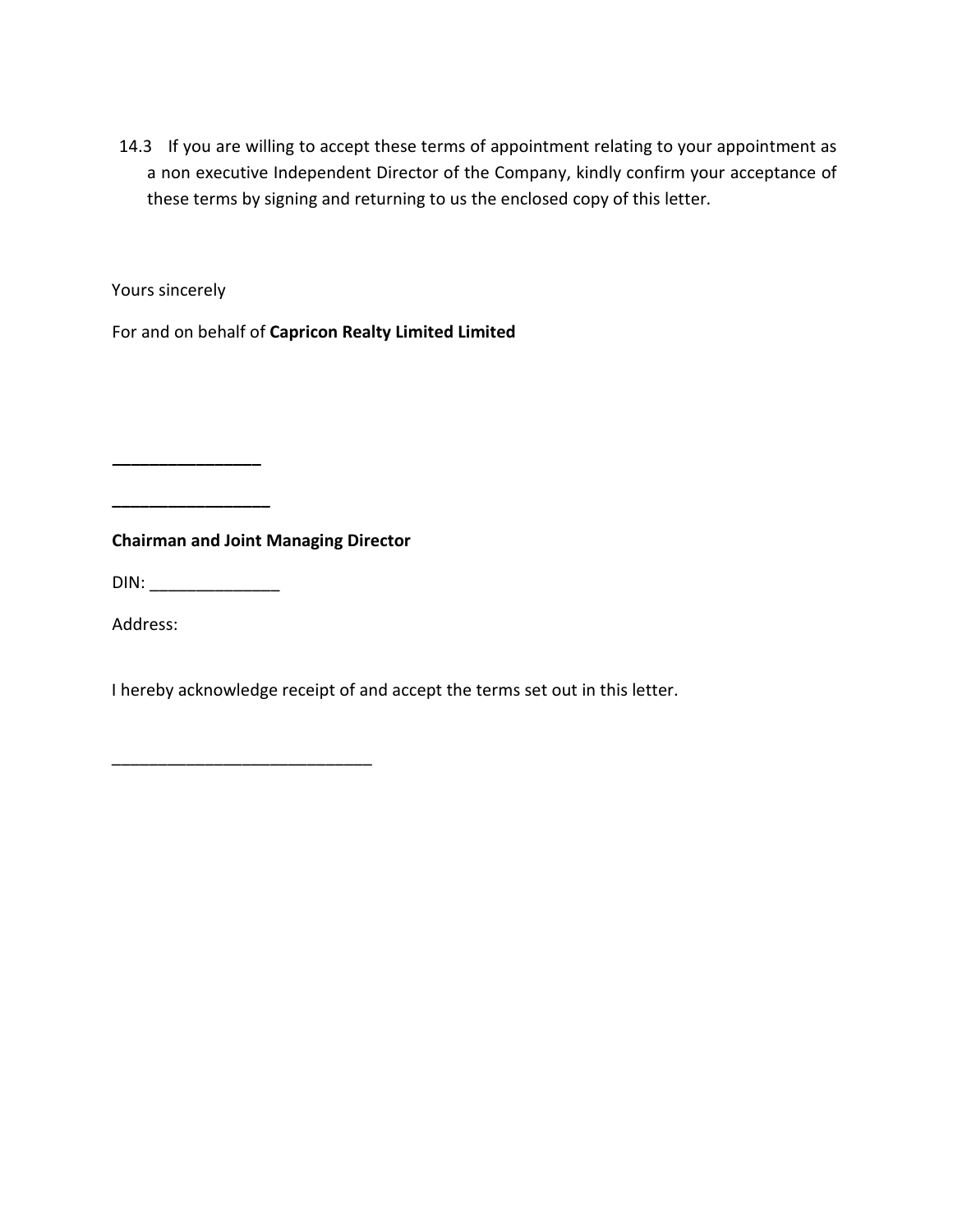14.3 If you are willing to accept these terms of appointment relating to your appointment as a non executive Independent Director of the Company, kindly confirm your acceptance of these terms by signing and returning to us the enclosed copy of this letter.

Yours sincerely

For and on behalf of **Capricon Realty Limited Limited**

**________________**

**_________________**

**Chairman and Joint Managing Director**

DIN: ______________

Address:

I hereby acknowledge receipt of and accept the terms set out in this letter.

____________________________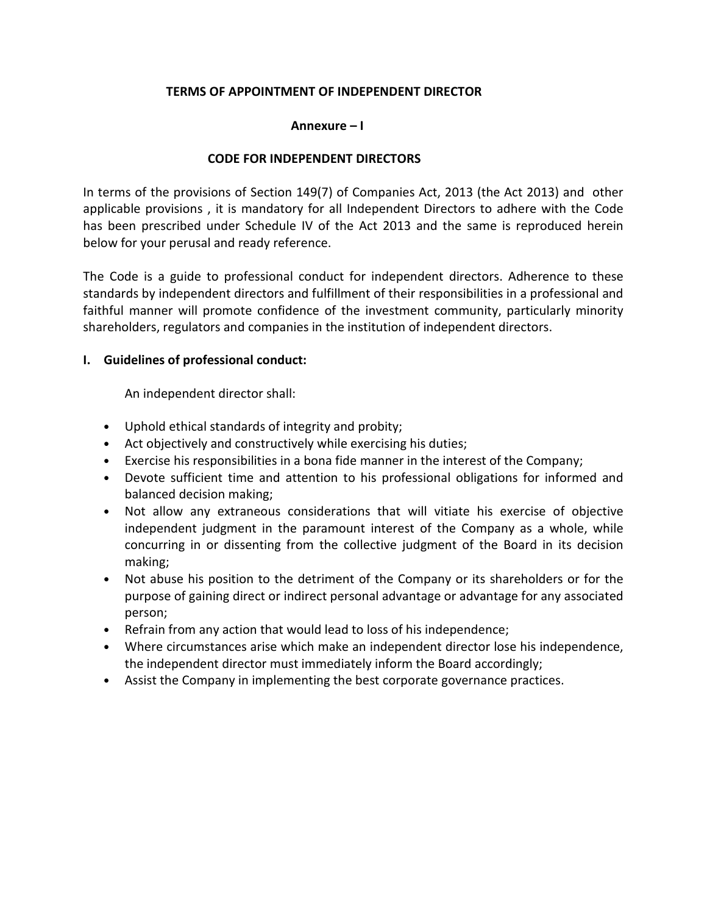**TERMS OF APPOINTMENT OF INDEPENDENT DIRECTOR**

**Annexure – I**

## CODE FOR INDEPENDENT DIRECTORS

In terms of the provisions of Section 149(7) of Companies Act, 2013 (the Act 2013) and other applicable provisions , it is mandatory for all Independent Directors to adhere with the Code has been prescribed under Schedule IV of the Act 2013 and the same is reproduced herein below for your perusal and ready reference.

The Code is a guide to professional conduct for independent directors. Adherence to these standards by independent directors and fulfillment of their responsibilities in a professional and faithful manner will promote confidence of the investment community, particularly minority shareholders, regulators and companies in the institution of independent directors.

### I. Guidelines of professional conduct:

An independent director shall:

- Uphold ethical standards of integrity and probity;
- Act objectively and constructively while exercising his duties;
- Exercise his responsibilities in a bona fide manner in the interest of the Company;
- Devote sufficient time and attention to his professional obligations for informed and balanced decision making;
- Not allow any extraneous considerations that will vitiate his exercise of objective independent judgment in the paramount interest of the Company as a whole, while concurring in or dissenting from the collective judgment of the Board in its decision making;
- Not abuse his position to the detriment of the Company or its shareholders or for the purpose of gaining direct or indirect personal advantage or advantage for any associated person;
- Refrain from any action that would lead to loss of his independence;
- Where circumstances arise which make an independent director lose his independence, the independent director must immediately inform the Board accordingly;
- Assist the Company in implementing the best corporate governance practices.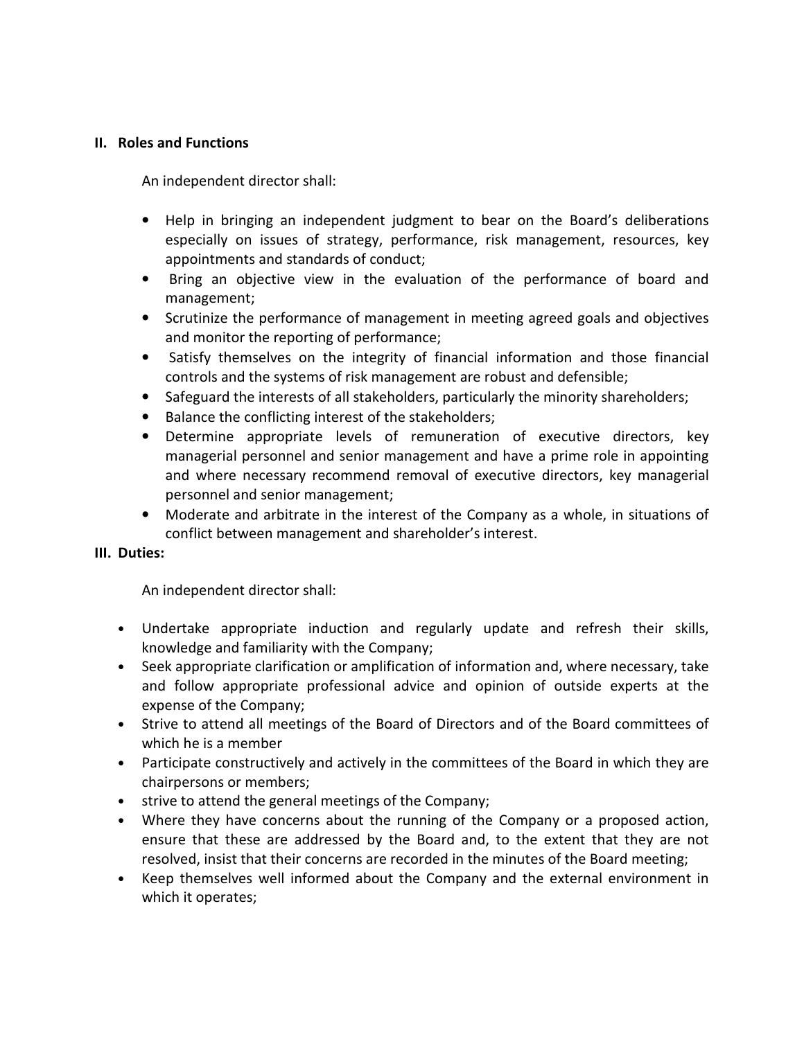## II. Roles and Functions

An independent director shall:

- Help in bringing an independent judgment to bear on the Board's deliberations especially on issues of strategy, performance, risk management, resources, key appointments and standards of conduct;
- Bring an objective view in the evaluation of the performance of board and management;
- Scrutinize the performance of management in meeting agreed goals and objectives and monitor the reporting of performance;
- Satisfy themselves on the integrity of financial information and those financial controls and the systems of risk management are robust and defensible;
- Safeguard the interests of all stakeholders, particularly the minority shareholders;
- Balance the conflicting interest of the stakeholders;
- Determine appropriate levels of remuneration of executive directors, key managerial personnel and senior management and have a prime role in appointing and where necessary recommend removal of executive directors, key managerial personnel and senior management;
- Moderate and arbitrate in the interest of the Company as a whole, in situations of conflict between management and shareholder's interest.

## III. Duties:

An independent director shall:

- Undertake appropriate induction and regularly update and refresh their skills, knowledge and familiarity with the Company;
- Seek appropriate clarification or amplification of information and, where necessary, take and follow appropriate professional advice and opinion of outside experts at the expense of the Company;
- Strive to attend all meetings of the Board of Directors and of the Board committees of which he is a member
- Participate constructively and actively in the committees of the Board in which they are chairpersons or members;
- strive to attend the general meetings of the Company;
- Where they have concerns about the running of the Company or a proposed action, ensure that these are addressed by the Board and, to the extent that they are not resolved, insist that their concerns are recorded in the minutes of the Board meeting;
- Keep themselves well informed about the Company and the external environment in which it operates;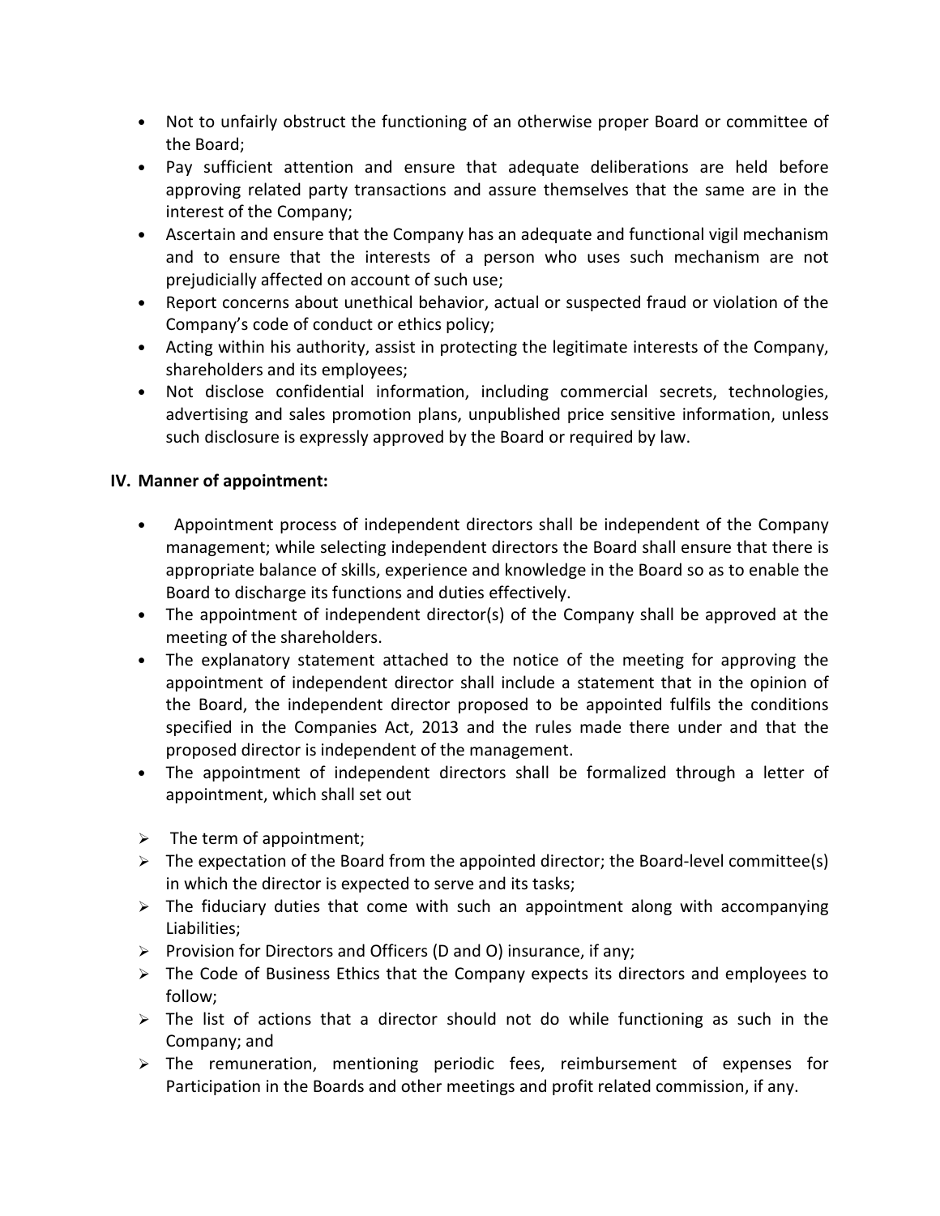- Not to unfairly obstruct the functioning of an otherwise proper Board or committee of the Board;
- Pay sufficient attention and ensure that adequate deliberations are held before approving related party transactions and assure themselves that the same are in the interest of the Company;
- Ascertain and ensure that the Company has an adequate and functional vigil mechanism and to ensure that the interests of a person who uses such mechanism are not prejudicially affected on account of such use;
- Report concerns about unethical behavior, actual or suspected fraud or violation of the Company's code of conduct or ethics policy;
- Acting within his authority, assist in protecting the legitimate interests of the Company, shareholders and its employees;
- Not disclose confidential information, including commercial secrets, technologies, advertising and sales promotion plans, unpublished price sensitive information, unless such disclosure is expressly approved by the Board or required by law.

**IV. Manner of appointment:**

- Appointment process of independent directors shall be independent of the Company management; while selecting independent directors the Board shall ensure that there is appropriate balance of skills, experience and knowledge in the Board so as to enable the Board to discharge its functions and duties effectively.
- The appointment of independent director(s) of the Company shall be approved at the meeting of the shareholders.
- The explanatory statement attached to the notice of the meeting for approving the appointment of independent director shall include a statement that in the opinion of the Board, the independent director proposed to be appointed fulfils the conditions specified in the Companies Act, 2013 and the rules made there under and that the proposed director is independent of the management.
- The appointment of independent directors shall be formalized through a letter of appointment, which shall set out

  - The term of appointment;
  - The expectation of the Board from the appointed director; the Board-level committee(s) in which the director is expected to serve and its tasks;
  - The fiduciary duties that come with such an appointment along with accompanying Liabilities;
  - Provision for Directors and Officers (D and O) insurance, if any;
  - The Code of Business Ethics that the Company expects its directors and employees to follow;
  - The list of actions that a director should not do while functioning as such in the Company; and
  - The remuneration, mentioning periodic fees, reimbursement of expenses for Participation in the Boards and other meetings and profit related commission, if any.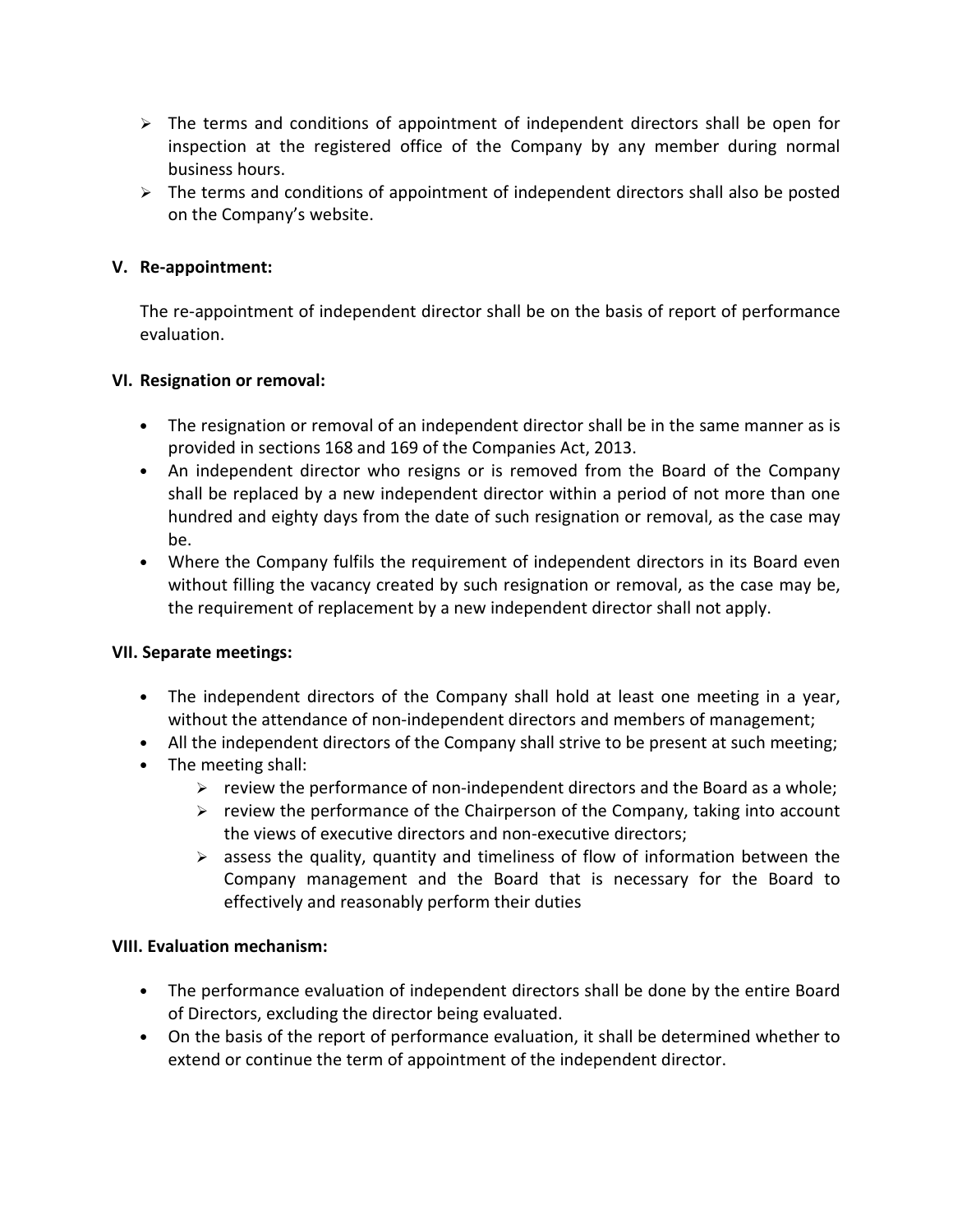- The terms and conditions of appointment of independent directors shall be open for inspection at the registered office of the Company by any member during normal business hours.
- The terms and conditions of appointment of independent directors shall also be posted on the Company's website.

### V. Re-appointment:

The re-appointment of independent director shall be on the basis of report of performance evaluation.

### VI. Resignation or removal:

- The resignation or removal of an independent director shall be in the same manner as is provided in sections 168 and 169 of the Companies Act, 2013.
- An independent director who resigns or is removed from the Board of the Company shall be replaced by a new independent director within a period of not more than one hundred and eighty days from the date of such resignation or removal, as the case may be.
- Where the Company fulfils the requirement of independent directors in its Board even without filling the vacancy created by such resignation or removal, as the case may be, the requirement of replacement by a new independent director shall not apply.

### VII. Separate meetings:

- The independent directors of the Company shall hold at least one meeting in a year, without the attendance of non-independent directors and members of management;
- All the independent directors of the Company shall strive to be present at such meeting;
- The meeting shall:
  - review the performance of non-independent directors and the Board as a whole;
  - review the performance of the Chairperson of the Company, taking into account the views of executive directors and non-executive directors;
  - assess the quality, quantity and timeliness of flow of information between the Company management and the Board that is necessary for the Board to effectively and reasonably perform their duties

### VIII. Evaluation mechanism:

- The performance evaluation of independent directors shall be done by the entire Board of Directors, excluding the director being evaluated.
- On the basis of the report of performance evaluation, it shall be determined whether to extend or continue the term of appointment of the independent director.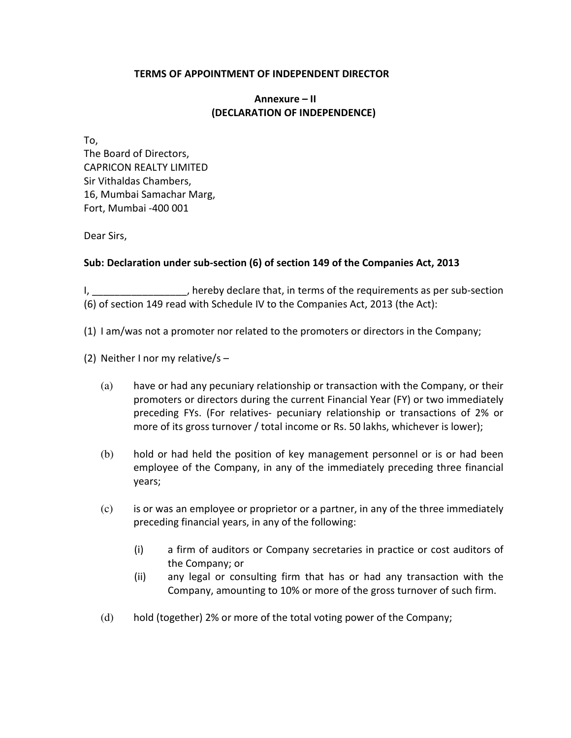**TERMS OF APPOINTMENT OF INDEPENDENT DIRECTOR**

**Annexure – II**
**(DECLARATION OF INDEPENDENCE)**

To,
The Board of Directors,
CAPRICON REALTY LIMITED
Sir Vithaldas Chambers,
16, Mumbai Samachar Marg,
Fort, Mumbai -400 001

Dear Sirs,

**Sub: Declaration under sub-section (6) of section 149 of the Companies Act, 2013**

I, _________________, hereby declare that, in terms of the requirements as per sub-section (6) of section 149 read with Schedule IV to the Companies Act, 2013 (the Act):

(1) I am/was not a promoter nor related to the promoters or directors in the Company;

(2) Neither I nor my relative/s –

(a) have or had any pecuniary relationship or transaction with the Company, or their promoters or directors during the current Financial Year (FY) or two immediately preceding FYs. (For relatives- pecuniary relationship or transactions of 2% or more of its gross turnover / total income or Rs. 50 lakhs, whichever is lower);

(b) hold or had held the position of key management personnel or is or had been employee of the Company, in any of the immediately preceding three financial years;

(c) is or was an employee or proprietor or a partner, in any of the three immediately preceding financial years, in any of the following:

(i) a firm of auditors or Company secretaries in practice or cost auditors of the Company; or

(ii) any legal or consulting firm that has or had any transaction with the Company, amounting to 10% or more of the gross turnover of such firm.

(d) hold (together) 2% or more of the total voting power of the Company;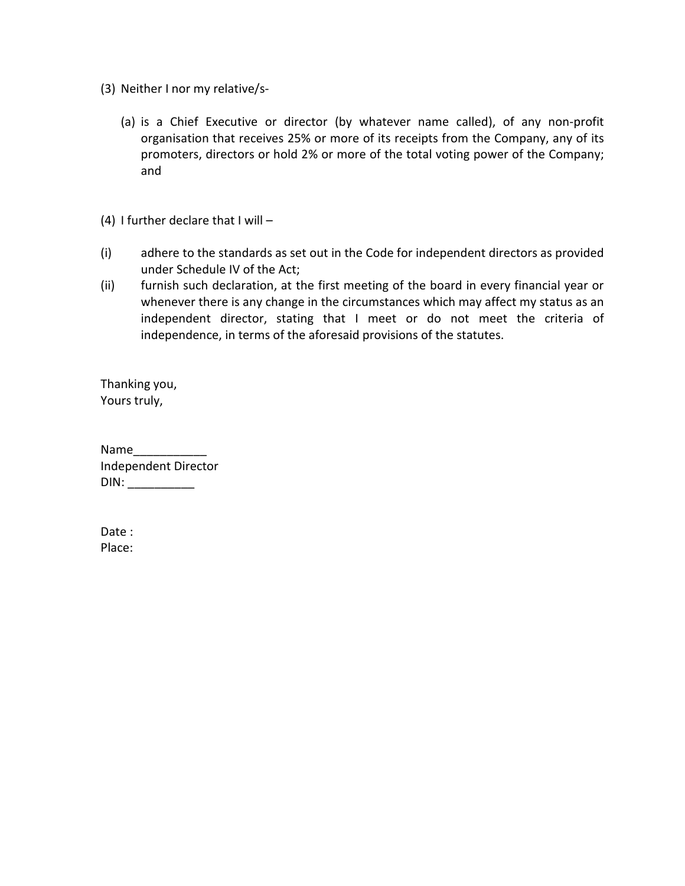(3) Neither I nor my relative/s-

(a) is a Chief Executive or director (by whatever name called), of any non-profit organisation that receives 25% or more of its receipts from the Company, any of its promoters, directors or hold 2% or more of the total voting power of the Company; and

(4) I further declare that I will –

(i) adhere to the standards as set out in the Code for independent directors as provided under Schedule IV of the Act;

(ii) furnish such declaration, at the first meeting of the board in every financial year or whenever there is any change in the circumstances which may affect my status as an independent director, stating that I meet or do not meet the criteria of independence, in terms of the aforesaid provisions of the statutes.

Thanking you,
Yours truly,

Name___________
Independent Director
DIN: __________

Date :
Place: